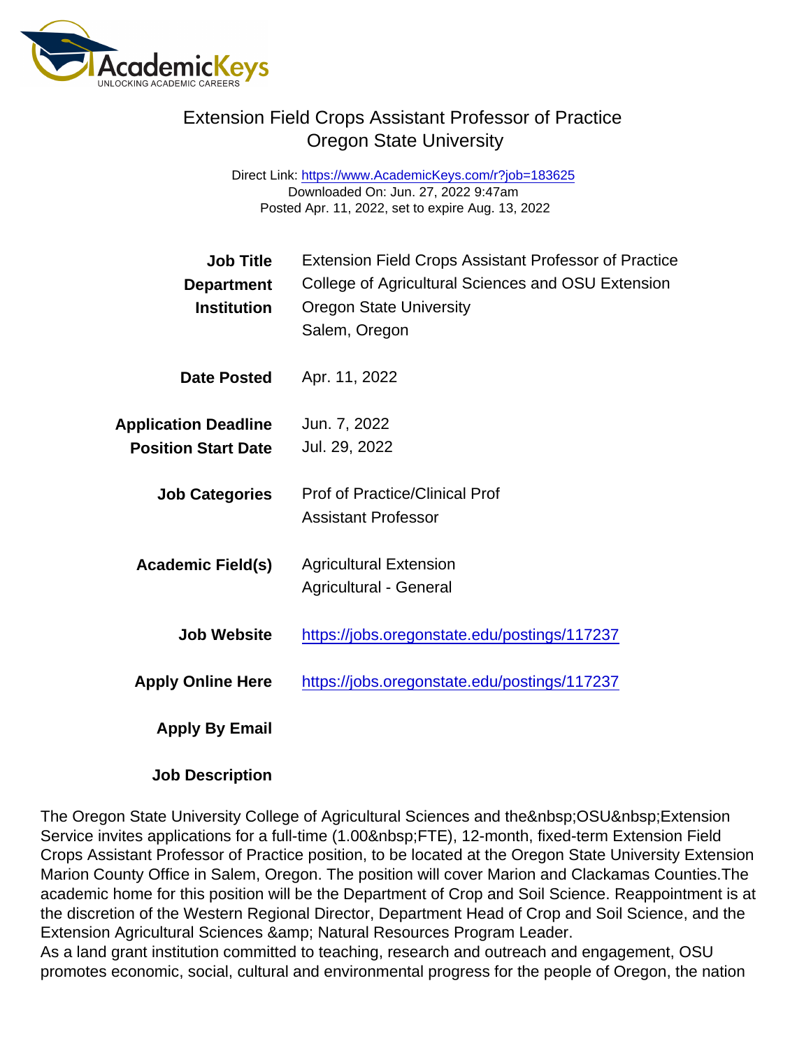# Extension Field Crops Assistant Professor of Practice
## Oregon State University

Direct Link: https://www.AcademicKeys.com/r?job=183625
Downloaded On: Jun. 27, 2022 9:47am
Posted Apr. 11, 2022, set to expire Aug. 13, 2022

| | |
|---|---|
| **Job Title** | Extension Field Crops Assistant Professor of Practice |
| **Department** | College of Agricultural Sciences and OSU Extension |
| **Institution** | Oregon State University<br>Salem, Oregon |
| **Date Posted** | Apr. 11, 2022 |
| **Application Deadline** | Jun. 7, 2022 |
| **Position Start Date** | Jul. 29, 2022 |
| **Job Categories** | Prof of Practice/Clinical Prof<br>Assistant Professor |
| **Academic Field(s)** | Agricultural Extension<br>Agricultural - General |
| **Job Website** | https://jobs.oregonstate.edu/postings/117237 |
| **Apply Online Here** | https://jobs.oregonstate.edu/postings/117237 |
| **Apply By Email** | |

**Job Description**

The Oregon State University College of Agricultural Sciences and the&nbsp;OSU&nbsp;Extension Service invites applications for a full-time (1.00&nbsp;FTE), 12-month, fixed-term Extension Field Crops Assistant Professor of Practice position, to be located at the Oregon State University Extension Marion County Office in Salem, Oregon. The position will cover Marion and Clackamas Counties.The academic home for this position will be the Department of Crop and Soil Science. Reappointment is at the discretion of the Western Regional Director, Department Head of Crop and Soil Science, and the Extension Agricultural Sciences &amp; Natural Resources Program Leader.
As a land grant institution committed to teaching, research and outreach and engagement, OSU promotes economic, social, cultural and environmental progress for the people of Oregon, the nation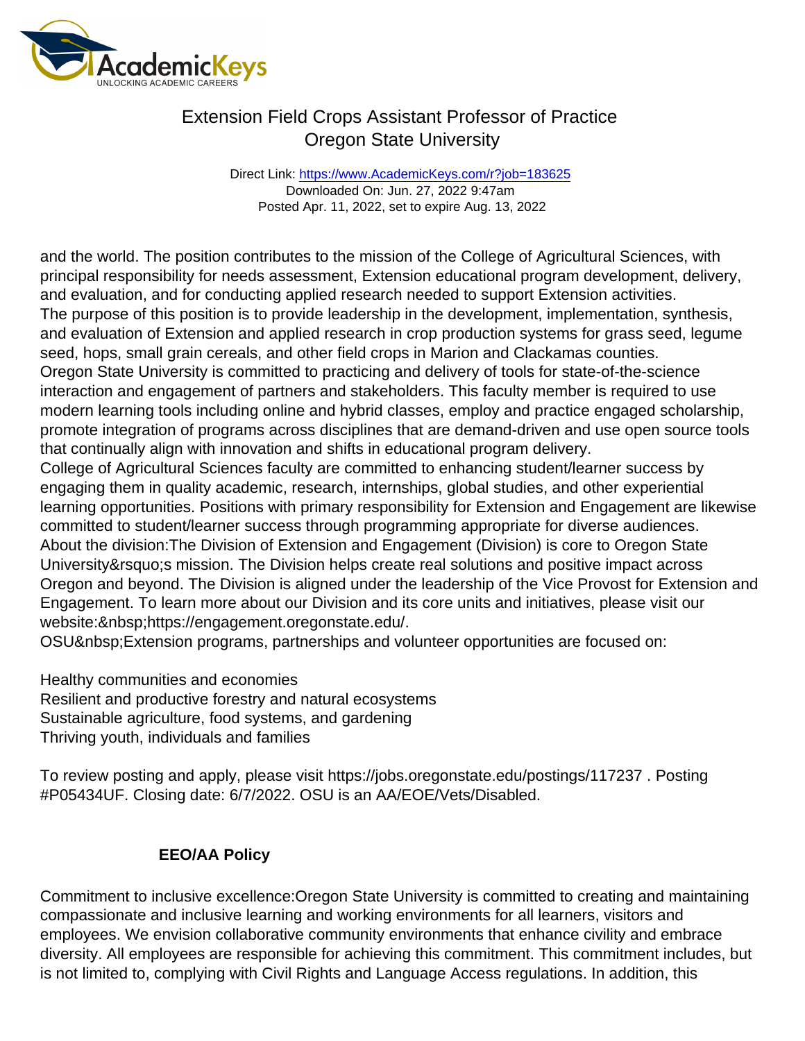and the world. The position contributes to the mission of the College of Agricultural Sciences, with principal responsibility for needs assessment, Extension educational program development, delivery, and evaluation, and for conducting applied research needed to support Extension activities.
The purpose of this position is to provide leadership in the development, implementation, synthesis, and evaluation of Extension and applied research in crop production systems for grass seed, legume seed, hops, small grain cereals, and other field crops in Marion and Clackamas counties.
Oregon State University is committed to practicing and delivery of tools for state-of-the-science interaction and engagement of partners and stakeholders. This faculty member is required to use modern learning tools including online and hybrid classes, employ and practice engaged scholarship, promote integration of programs across disciplines that are demand-driven and use open source tools that continually align with innovation and shifts in educational program delivery.
College of Agricultural Sciences faculty are committed to enhancing student/learner success by engaging them in quality academic, research, internships, global studies, and other experiential learning opportunities. Positions with primary responsibility for Extension and Engagement are likewise committed to student/learner success through programming appropriate for diverse audiences.
About the division:The Division of Extension and Engagement (Division) is core to Oregon State University&rsquo;s mission. The Division helps create real solutions and positive impact across Oregon and beyond. The Division is aligned under the leadership of the Vice Provost for Extension and Engagement. To learn more about our Division and its core units and initiatives, please visit our website:&nbsp;https://engagement.oregonstate.edu/.
OSU&nbsp;Extension programs, partnerships and volunteer opportunities are focused on:

Healthy communities and economies
Resilient and productive forestry and natural ecosystems
Sustainable agriculture, food systems, and gardening
Thriving youth, individuals and families

To review posting and apply, please visit https://jobs.oregonstate.edu/postings/117237 . Posting #P05434UF. Closing date: 6/7/2022. OSU is an AA/EOE/Vets/Disabled.

## EEO/AA Policy

Commitment to inclusive excellence:Oregon State University is committed to creating and maintaining compassionate and inclusive learning and working environments for all learners, visitors and employees. We envision collaborative community environments that enhance civility and embrace diversity. All employees are responsible for achieving this commitment. This commitment includes, but is not limited to, complying with Civil Rights and Language Access regulations. In addition, this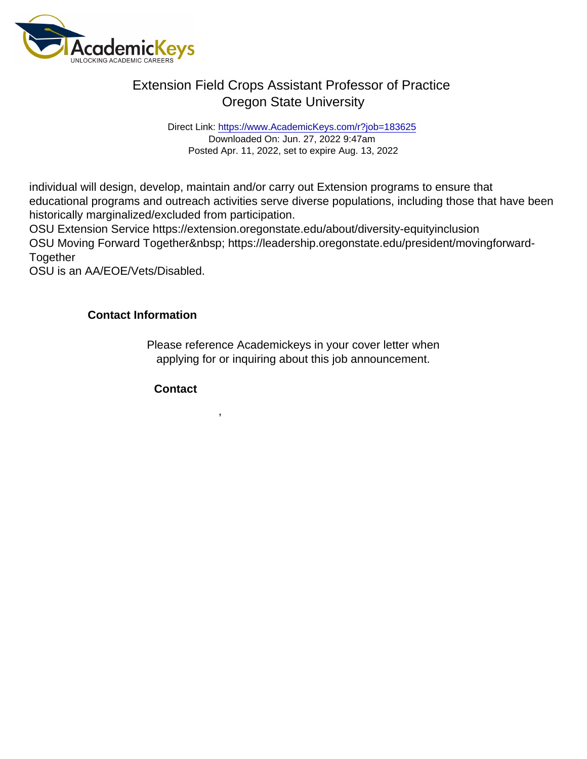individual will design, develop, maintain and/or carry out Extension programs to ensure that educational programs and outreach activities serve diverse populations, including those that have been historically marginalized/excluded from participation.
OSU Extension Service https://extension.oregonstate.edu/about/diversity-equityinclusion
OSU Moving Forward Together&nbsp; https://leadership.oregonstate.edu/president/movingforward-Together
OSU is an AA/EOE/Vets/Disabled.

### Contact Information

Please reference Academickeys in your cover letter when applying for or inquiring about this job announcement.

**Contact**

,